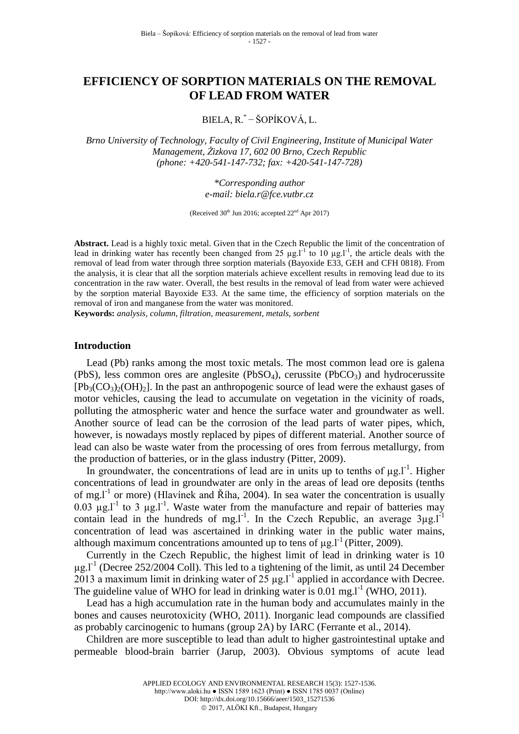# EFFICIENCY OF SORPTION MATERIALS ON THE REMOVAL OF LEAD FROM WATER

BIELA, R.[*] – ŠOPÍKOVÁ, L.

*Brno University of Technology, Faculty of Civil Engineering, Institute of Municipal Water Management, Žizkova 17, 602 00 Brno, Czech Republic (phone: +420-541-147-732; fax: +420-541-147-728)*

*\*Corresponding author*
*e-mail: biela.r@fce.vutbr.cz*

(Received 30th Jun 2016; accepted 22nd Apr 2017)

**Abstract.** Lead is a highly toxic metal. Given that in the Czech Republic the limit of the concentration of lead in drinking water has recently been changed from 25 $\mu g.l^{-1}$ to 10 $\mu g.l^{-1}$, the article deals with the removal of lead from water through three sorption materials (Bayoxide E33, GEH and CFH 0818). From the analysis, it is clear that all the sorption materials achieve excellent results in removing lead due to its concentration in the raw water. Overall, the best results in the removal of lead from water were achieved by the sorption material Bayoxide E33. At the same time, the efficiency of sorption materials on the removal of iron and manganese from the water was monitored.
**Keywords:** *analysis, column, filtration, measurement, metals, sorbent*

## Introduction

Lead (Pb) ranks among the most toxic metals. The most common lead ore is galena (PbS), less common ores are anglesite ($PbSO_4$), cerussite ($PbCO_3$) and hydrocerussite [$Pb_3(CO_3)_2(OH)_2$]. In the past an anthropogenic source of lead were the exhaust gases of motor vehicles, causing the lead to accumulate on vegetation in the vicinity of roads, polluting the atmospheric water and hence the surface water and groundwater as well. Another source of lead can be the corrosion of the lead parts of water pipes, which, however, is nowadays mostly replaced by pipes of different material. Another source of lead can also be waste water from the processing of ores from ferrous metallurgy, from the production of batteries, or in the glass industry (Pitter, 2009).

In groundwater, the concentrations of lead are in units up to tenths of $\mu g.l^{-1}$. Higher concentrations of lead in groundwater are only in the areas of lead ore deposits (tenths of $mg.l^{-1}$ or more) (Hlavínek and Říha, 2004). In sea water the concentration is usually 0.03 $\mu g.l^{-1}$ to 3 $\mu g.l^{-1}$. Waste water from the manufacture and repair of batteries may contain lead in the hundreds of $mg.l^{-1}$. In the Czech Republic, an average 3$\mu g.l^{-1}$ concentration of lead was ascertained in drinking water in the public water mains, although maximum concentrations amounted up to tens of $\mu g.l^{-1}$ (Pitter, 2009).

Currently in the Czech Republic, the highest limit of lead in drinking water is 10 $\mu g.l^{-1}$ (Decree 252/2004 Coll). This led to a tightening of the limit, as until 24 December 2013 a maximum limit in drinking water of 25 $\mu g.l^{-1}$ applied in accordance with Decree. The guideline value of WHO for lead in drinking water is 0.01 $mg.l^{-1}$ (WHO, 2011).

Lead has a high accumulation rate in the human body and accumulates mainly in the bones and causes neurotoxicity (WHO, 2011). Inorganic lead compounds are classified as probably carcinogenic to humans (group 2A) by IARC (Ferrante et al., 2014).

Children are more susceptible to lead than adult to higher gastrointestinal uptake and permeable blood-brain barrier (Jarup, 2003). Obvious symptoms of acute lead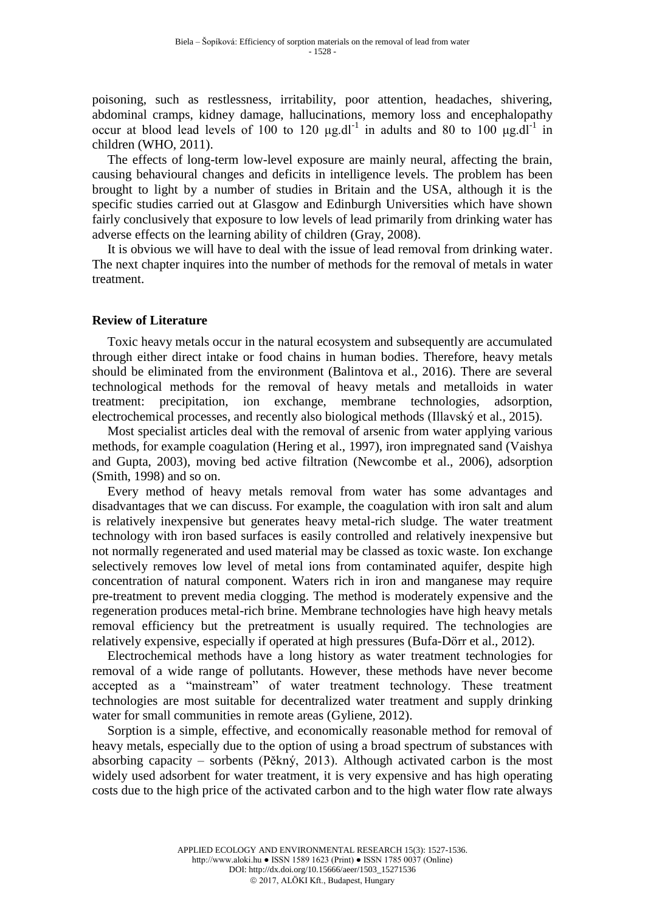poisoning, such as restlessness, irritability, poor attention, headaches, shivering, abdominal cramps, kidney damage, hallucinations, memory loss and encephalopathy occur at blood lead levels of 100 to 120 $\mu g.dl^{-1}$ in adults and 80 to 100 $\mu g.dl^{-1}$ in children (WHO, 2011).

The effects of long-term low-level exposure are mainly neural, affecting the brain, causing behavioural changes and deficits in intelligence levels. The problem has been brought to light by a number of studies in Britain and the USA, although it is the specific studies carried out at Glasgow and Edinburgh Universities which have shown fairly conclusively that exposure to low levels of lead primarily from drinking water has adverse effects on the learning ability of children (Gray, 2008).

It is obvious we will have to deal with the issue of lead removal from drinking water. The next chapter inquires into the number of methods for the removal of metals in water treatment.

## Review of Literature

Toxic heavy metals occur in the natural ecosystem and subsequently are accumulated through either direct intake or food chains in human bodies. Therefore, heavy metals should be eliminated from the environment (Balintova et al., 2016). There are several technological methods for the removal of heavy metals and metalloids in water treatment: precipitation, ion exchange, membrane technologies, adsorption, electrochemical processes, and recently also biological methods (Illavský et al., 2015).

Most specialist articles deal with the removal of arsenic from water applying various methods, for example coagulation (Hering et al., 1997), iron impregnated sand (Vaishya and Gupta, 2003), moving bed active filtration (Newcombe et al., 2006), adsorption (Smith, 1998) and so on.

Every method of heavy metals removal from water has some advantages and disadvantages that we can discuss. For example, the coagulation with iron salt and alum is relatively inexpensive but generates heavy metal-rich sludge. The water treatment technology with iron based surfaces is easily controlled and relatively inexpensive but not normally regenerated and used material may be classed as toxic waste. Ion exchange selectively removes low level of metal ions from contaminated aquifer, despite high concentration of natural component. Waters rich in iron and manganese may require pre-treatment to prevent media clogging. The method is moderately expensive and the regeneration produces metal-rich brine. Membrane technologies have high heavy metals removal efficiency but the pretreatment is usually required. The technologies are relatively expensive, especially if operated at high pressures (Bufa-Dörr et al., 2012).

Electrochemical methods have a long history as water treatment technologies for removal of a wide range of pollutants. However, these methods have never become accepted as a "mainstream" of water treatment technology. These treatment technologies are most suitable for decentralized water treatment and supply drinking water for small communities in remote areas (Gyliene, 2012).

Sorption is a simple, effective, and economically reasonable method for removal of heavy metals, especially due to the option of using a broad spectrum of substances with absorbing capacity – sorbents (Pěkný, 2013). Although activated carbon is the most widely used adsorbent for water treatment, it is very expensive and has high operating costs due to the high price of the activated carbon and to the high water flow rate always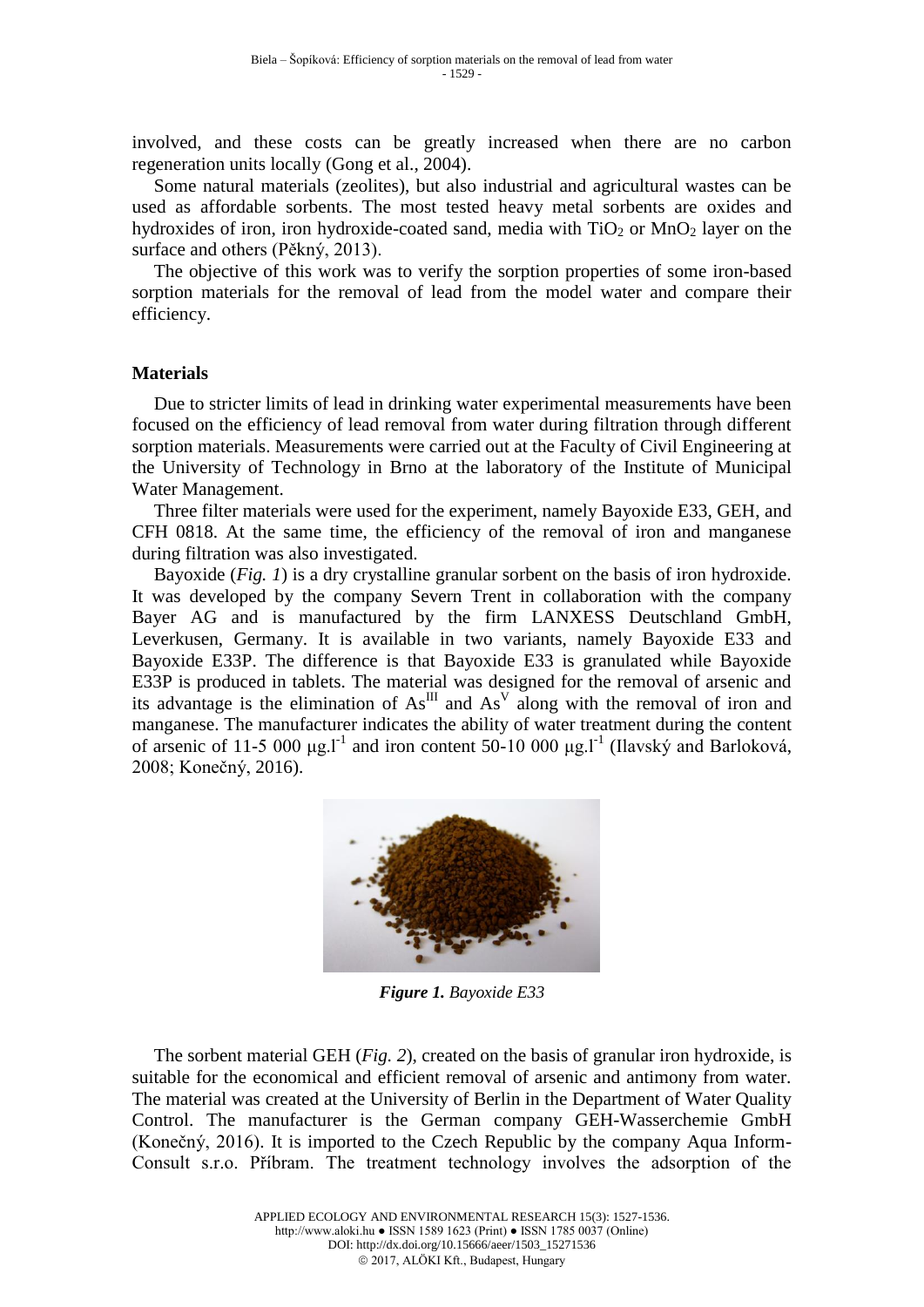involved, and these costs can be greatly increased when there are no carbon regeneration units locally (Gong et al., 2004).

Some natural materials (zeolites), but also industrial and agricultural wastes can be used as affordable sorbents. The most tested heavy metal sorbents are oxides and hydroxides of iron, iron hydroxide-coated sand, media with $TiO_2$ or $MnO_2$ layer on the surface and others (Pěkný, 2013).

The objective of this work was to verify the sorption properties of some iron-based sorption materials for the removal of lead from the model water and compare their efficiency.

## Materials

Due to stricter limits of lead in drinking water experimental measurements have been focused on the efficiency of lead removal from water during filtration through different sorption materials. Measurements were carried out at the Faculty of Civil Engineering at the University of Technology in Brno at the laboratory of the Institute of Municipal Water Management.

Three filter materials were used for the experiment, namely Bayoxide E33, GEH, and CFH 0818. At the same time, the efficiency of the removal of iron and manganese during filtration was also investigated.

Bayoxide (*Fig. 1*) is a dry crystalline granular sorbent on the basis of iron hydroxide. It was developed by the company Severn Trent in collaboration with the company Bayer AG and is manufactured by the firm LANXESS Deutschland GmbH, Leverkusen, Germany. It is available in two variants, namely Bayoxide E33 and Bayoxide E33P. The difference is that Bayoxide E33 is granulated while Bayoxide E33P is produced in tablets. The material was designed for the removal of arsenic and its advantage is the elimination of $As^{III}$ and $As^{V}$ along with the removal of iron and manganese. The manufacturer indicates the ability of water treatment during the content of arsenic of 11-5 000 $\mu g.l^{-1}$ and iron content 50-10 000 $\mu g.l^{-1}$ (Ilavský and Barloková, 2008; Konečný, 2016).

***Figure 1.*** *Bayoxide E33*

The sorbent material GEH (*Fig. 2*), created on the basis of granular iron hydroxide, is suitable for the economical and efficient removal of arsenic and antimony from water. The material was created at the University of Berlin in the Department of Water Quality Control. The manufacturer is the German company GEH-Wasserchemie GmbH (Konečný, 2016). It is imported to the Czech Republic by the company Aqua Inform-Consult s.r.o. Příbram. The treatment technology involves the adsorption of the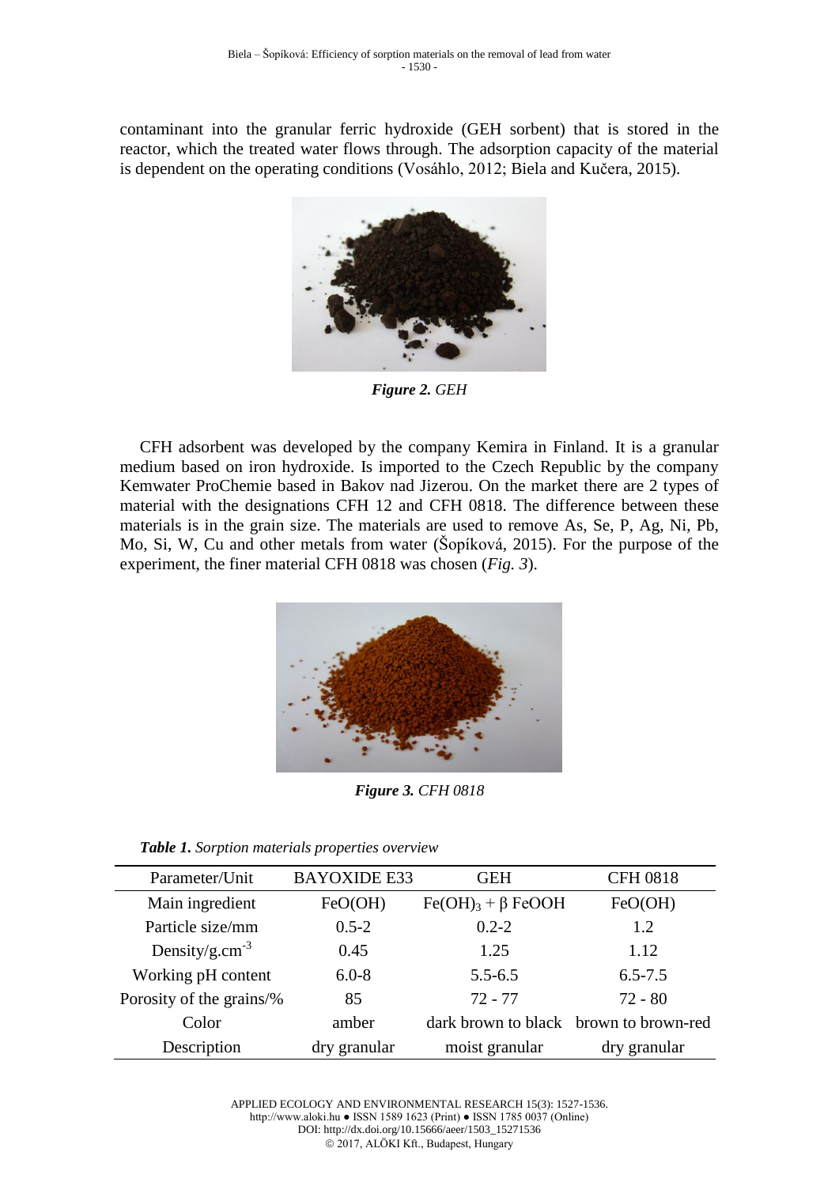contaminant into the granular ferric hydroxide (GEH sorbent) that is stored in the reactor, which the treated water flows through. The adsorption capacity of the material is dependent on the operating conditions (Vosáhlo, 2012; Biela and Kučera, 2015).

***Figure 2.*** *GEH*

CFH adsorbent was developed by the company Kemira in Finland. It is a granular medium based on iron hydroxide. Is imported to the Czech Republic by the company Kemwater ProChemie based in Bakov nad Jizerou. On the market there are 2 types of material with the designations CFH 12 and CFH 0818. The difference between these materials is in the grain size. The materials are used to remove As, Se, P, Ag, Ni, Pb, Mo, Si, W, Cu and other metals from water (Šopíková, 2015). For the purpose of the experiment, the finer material CFH 0818 was chosen (*Fig. 3*).

***Figure 3.*** *CFH 0818*

***Table 1.*** *Sorption materials properties overview*

| Parameter/Unit | BAYOXIDE E33 | GEH | CFH 0818 |
|---|---|---|---|
| Main ingredient | FeO(OH) | $Fe(OH)_3$ + β FeOOH | FeO(OH) |
| Particle size/mm | 0.5-2 | 0.2-2 | 1.2 |
| Density/$g.cm^{-3}$ | 0.45 | 1.25 | 1.12 |
| Working pH content | 6.0-8 | 5.5-6.5 | 6.5-7.5 |
| Porosity of the grains/% | 85 | 72 - 77 | 72 - 80 |
| Color | amber | dark brown to black | brown to brown-red |
| Description | dry granular | moist granular | dry granular |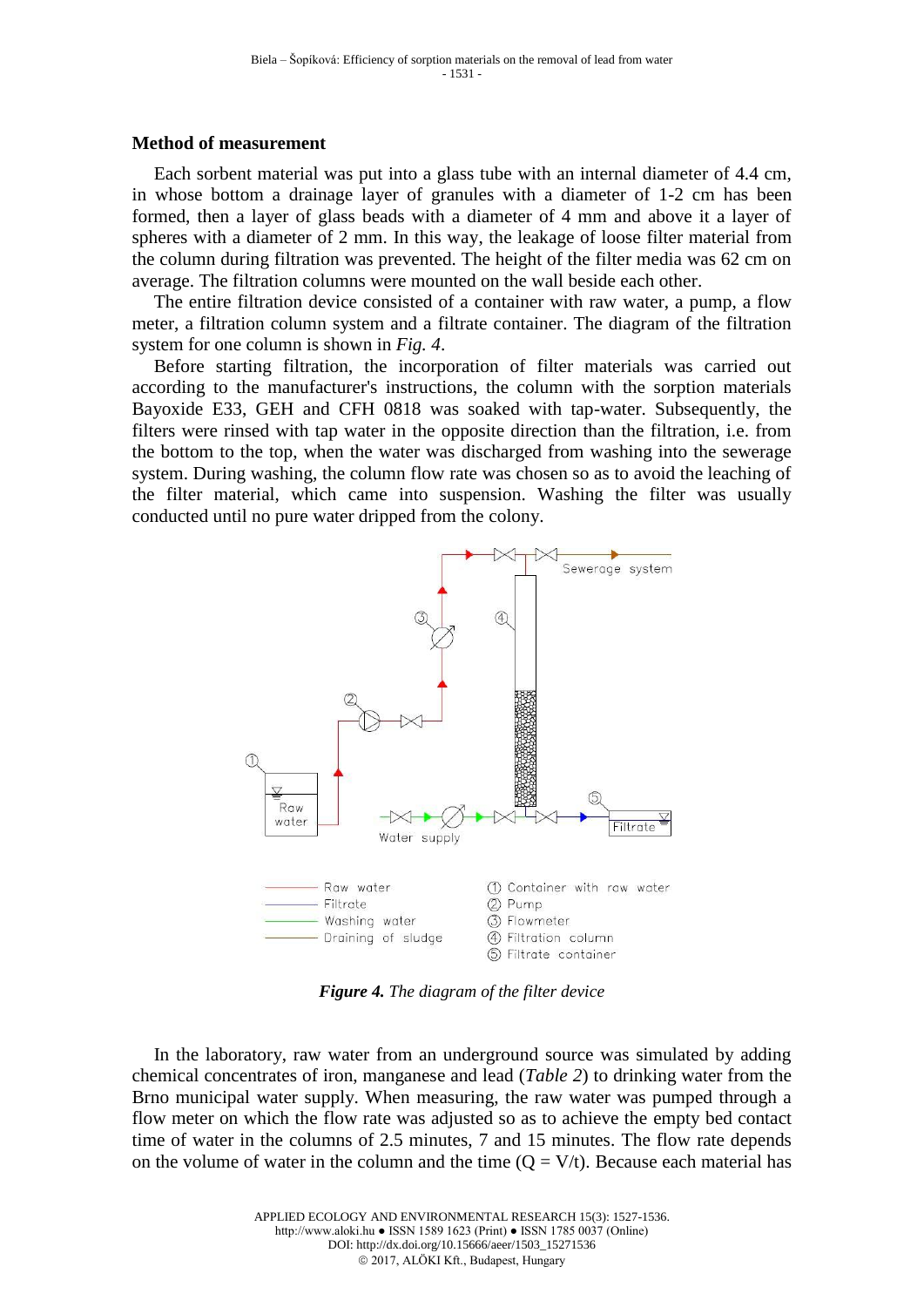### Method of measurement

Each sorbent material was put into a glass tube with an internal diameter of 4.4 cm, in whose bottom a drainage layer of granules with a diameter of 1-2 cm has been formed, then a layer of glass beads with a diameter of 4 mm and above it a layer of spheres with a diameter of 2 mm. In this way, the leakage of loose filter material from the column during filtration was prevented. The height of the filter media was 62 cm on average. The filtration columns were mounted on the wall beside each other.

The entire filtration device consisted of a container with raw water, a pump, a flow meter, a filtration column system and a filtrate container. The diagram of the filtration system for one column is shown in *Fig. 4*.

Before starting filtration, the incorporation of filter materials was carried out according to the manufacturer's instructions, the column with the sorption materials Bayoxide E33, GEH and CFH 0818 was soaked with tap-water. Subsequently, the filters were rinsed with tap water in the opposite direction than the filtration, i.e. from the bottom to the top, when the water was discharged from washing into the sewerage system. During washing, the column flow rate was chosen so as to avoid the leaching of the filter material, which came into suspension. Washing the filter was usually conducted until no pure water dripped from the colony.

***Figure 4.*** *The diagram of the filter device*

In the laboratory, raw water from an underground source was simulated by adding chemical concentrates of iron, manganese and lead (*Table 2*) to drinking water from the Brno municipal water supply. When measuring, the raw water was pumped through a flow meter on which the flow rate was adjusted so as to achieve the empty bed contact time of water in the columns of 2.5 minutes, 7 and 15 minutes. The flow rate depends on the volume of water in the column and the time ($Q = V/t$). Because each material has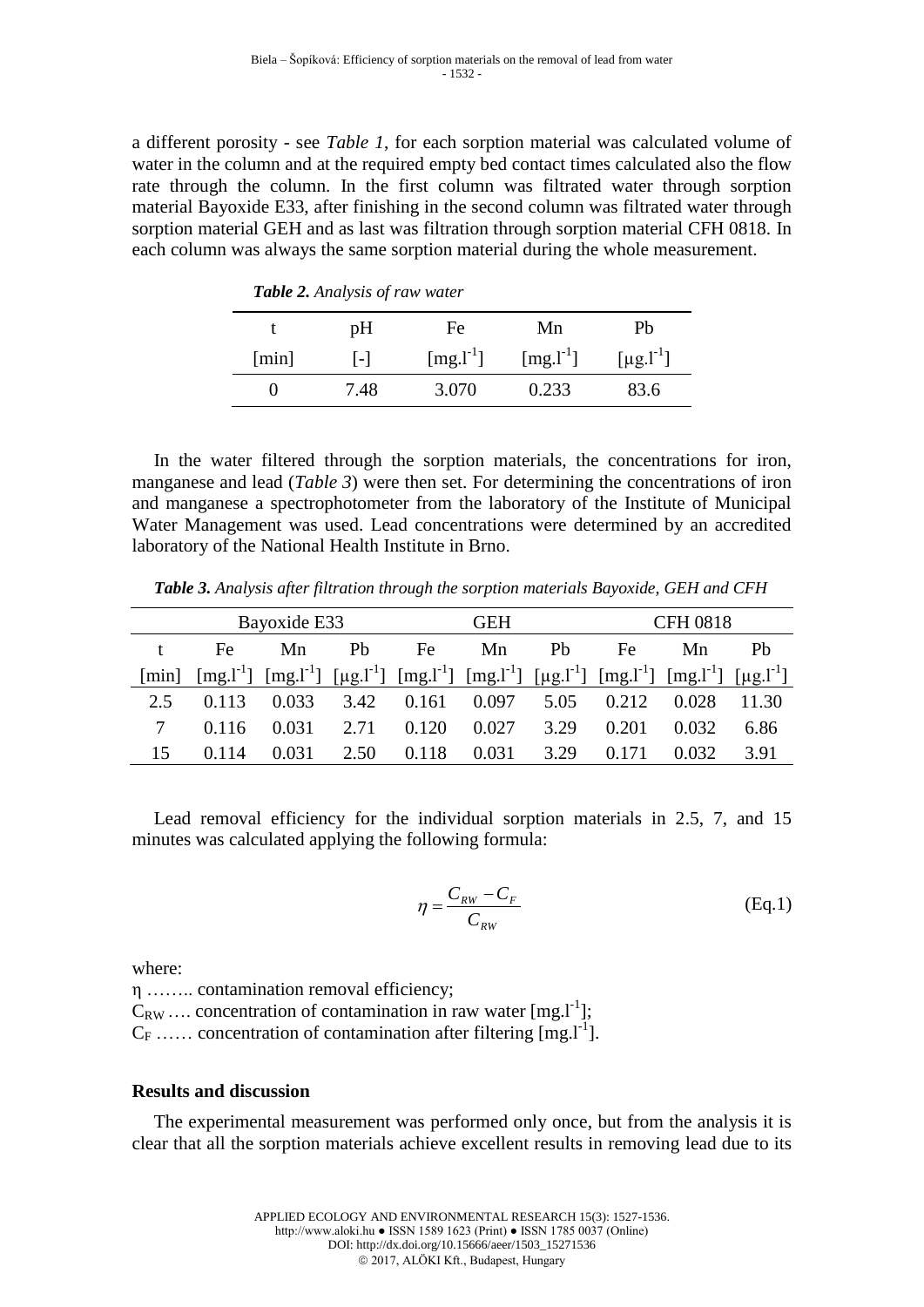a different porosity - see *Table 1*, for each sorption material was calculated volume of water in the column and at the required empty bed contact times calculated also the flow rate through the column. In the first column was filtrated water through sorption material Bayoxide E33, after finishing in the second column was filtrated water through sorption material GEH and as last was filtration through sorption material CFH 0818. In each column was always the same sorption material during the whole measurement.

***Table 2.*** *Analysis of raw water*

| t | pH | Fe | Mn | Pb |
|---|---|---|---|---|
| [min] | [-] | [mg.l$^{-1}$] | [mg.l$^{-1}$] | [μg.l$^{-1}$] |
| 0 | 7.48 | 3.070 | 0.233 | 83.6 |

In the water filtered through the sorption materials, the concentrations for iron, manganese and lead (*Table 3*) were then set. For determining the concentrations of iron and manganese a spectrophotometer from the laboratory of the Institute of Municipal Water Management was used. Lead concentrations were determined by an accredited laboratory of the National Health Institute in Brno.

***Table 3.*** *Analysis after filtration through the sorption materials Bayoxide, GEH and CFH*

| | Bayoxide E33 | | | GEH | | | CFH 0818 | | |
|---|---|---|---|---|---|---|---|---|---|
| t | Fe | Mn | Pb | Fe | Mn | Pb | Fe | Mn | Pb |
| [min] | [mg.l$^{-1}$] | [mg.l$^{-1}$] | [μg.l$^{-1}$] | [mg.l$^{-1}$] | [mg.l$^{-1}$] | [μg.l$^{-1}$] | [mg.l$^{-1}$] | [mg.l$^{-1}$] | [μg.l$^{-1}$] |
| 2.5 | 0.113 | 0.033 | 3.42 | 0.161 | 0.097 | 5.05 | 0.212 | 0.028 | 11.30 |
| 7 | 0.116 | 0.031 | 2.71 | 0.120 | 0.027 | 3.29 | 0.201 | 0.032 | 6.86 |
| 15 | 0.114 | 0.031 | 2.50 | 0.118 | 0.031 | 3.29 | 0.171 | 0.032 | 3.91 |

Lead removal efficiency for the individual sorption materials in 2.5, 7, and 15 minutes was calculated applying the following formula:

$$\eta = \frac{C_{RW} - C_F}{C_{RW}} \qquad \text{(Eq.1)}$$

where:

η …….. contamination removal efficiency;

$C_{RW}$ …. concentration of contamination in raw water [mg.l$^{-1}$];

$C_F$ …… concentration of contamination after filtering [mg.l$^{-1}$].

## Results and discussion

The experimental measurement was performed only once, but from the analysis it is clear that all the sorption materials achieve excellent results in removing lead due to its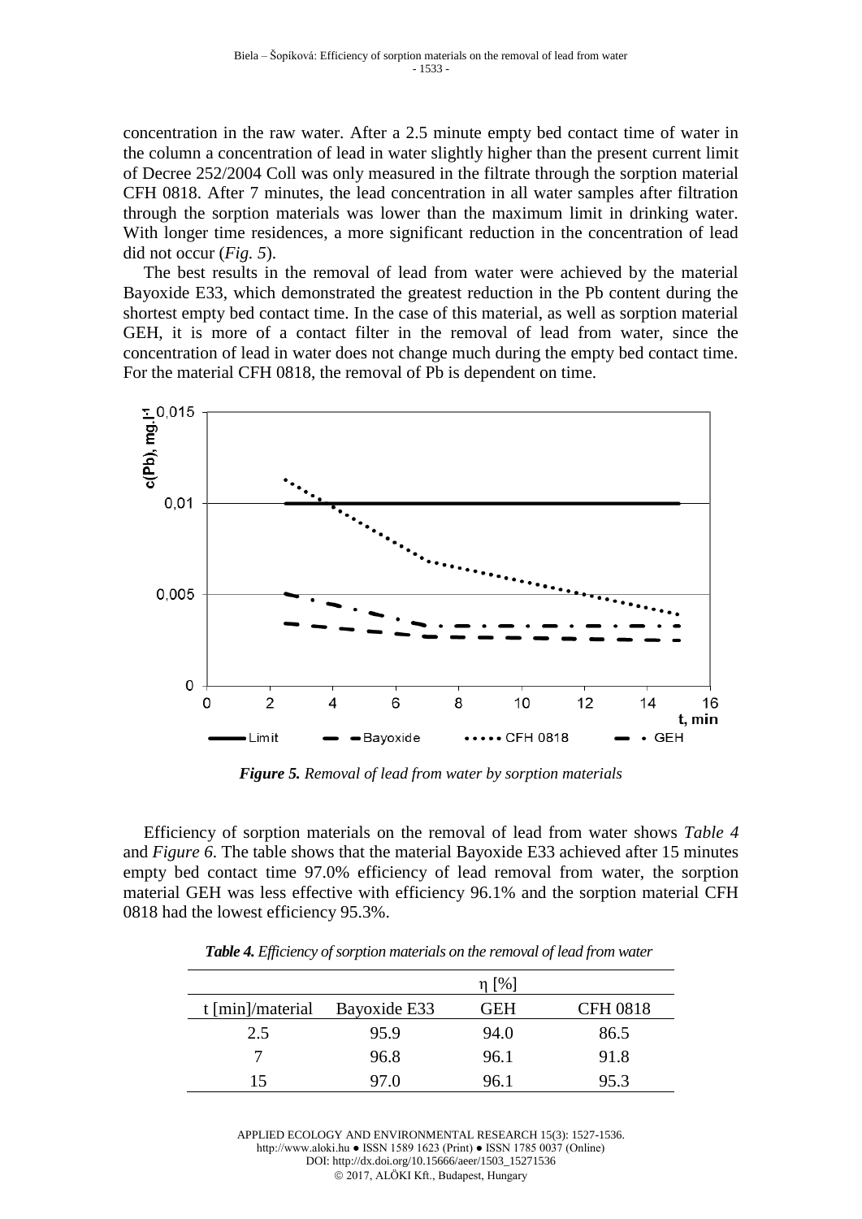concentration in the raw water. After a 2.5 minute empty bed contact time of water in the column a concentration of lead in water slightly higher than the present current limit of Decree 252/2004 Coll was only measured in the filtrate through the sorption material CFH 0818. After 7 minutes, the lead concentration in all water samples after filtration through the sorption materials was lower than the maximum limit in drinking water. With longer time residences, a more significant reduction in the concentration of lead did not occur (*Fig. 5*).

The best results in the removal of lead from water were achieved by the material Bayoxide E33, which demonstrated the greatest reduction in the Pb content during the shortest empty bed contact time. In the case of this material, as well as sorption material GEH, it is more of a contact filter in the removal of lead from water, since the concentration of lead in water does not change much during the empty bed contact time. For the material CFH 0818, the removal of Pb is dependent on time.

***Figure 5.*** *Removal of lead from water by sorption materials*

Efficiency of sorption materials on the removal of lead from water shows *Table 4* and *Figure 6*. The table shows that the material Bayoxide E33 achieved after 15 minutes empty bed contact time 97.0% efficiency of lead removal from water, the sorption material GEH was less effective with efficiency 96.1% and the sorption material CFH 0818 had the lowest efficiency 95.3%.

***Table 4.*** *Efficiency of sorption materials on the removal of lead from water*

| | η [%] | | |
|---|---|---|---|
| t [min]/material | Bayoxide E33 | GEH | CFH 0818 |
| 2.5 | 95.9 | 94.0 | 86.5 |
| 7 | 96.8 | 96.1 | 91.8 |
| 15 | 97.0 | 96.1 | 95.3 |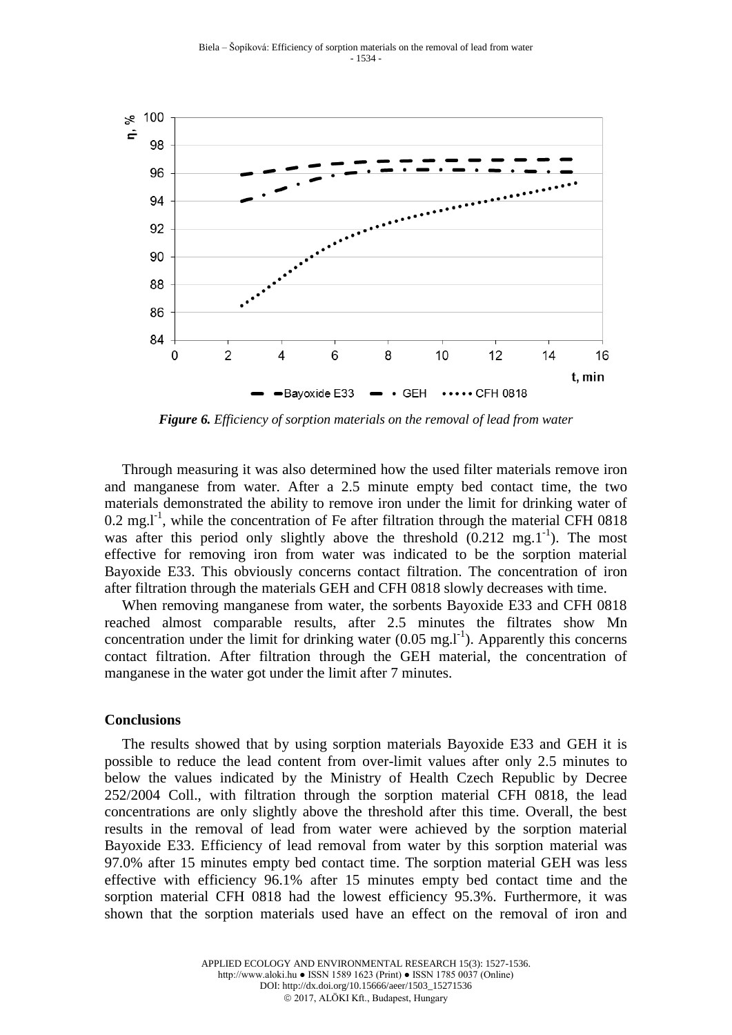*Figure 6. Efficiency of sorption materials on the removal of lead from water*

Through measuring it was also determined how the used filter materials remove iron and manganese from water. After a 2.5 minute empty bed contact time, the two materials demonstrated the ability to remove iron under the limit for drinking water of 0.2 mg.l$^{-1}$, while the concentration of Fe after filtration through the material CFH 0818 was after this period only slightly above the threshold (0.212 mg.1$^{-1}$). The most effective for removing iron from water was indicated to be the sorption material Bayoxide E33. This obviously concerns contact filtration. The concentration of iron after filtration through the materials GEH and CFH 0818 slowly decreases with time.

When removing manganese from water, the sorbents Bayoxide E33 and CFH 0818 reached almost comparable results, after 2.5 minutes the filtrates show Mn concentration under the limit for drinking water (0.05 mg.l$^{-1}$). Apparently this concerns contact filtration. After filtration through the GEH material, the concentration of manganese in the water got under the limit after 7 minutes.

## Conclusions

The results showed that by using sorption materials Bayoxide E33 and GEH it is possible to reduce the lead content from over-limit values after only 2.5 minutes to below the values indicated by the Ministry of Health Czech Republic by Decree 252/2004 Coll., with filtration through the sorption material CFH 0818, the lead concentrations are only slightly above the threshold after this time. Overall, the best results in the removal of lead from water were achieved by the sorption material Bayoxide E33. Efficiency of lead removal from water by this sorption material was 97.0% after 15 minutes empty bed contact time. The sorption material GEH was less effective with efficiency 96.1% after 15 minutes empty bed contact time and the sorption material CFH 0818 had the lowest efficiency 95.3%. Furthermore, it was shown that the sorption materials used have an effect on the removal of iron and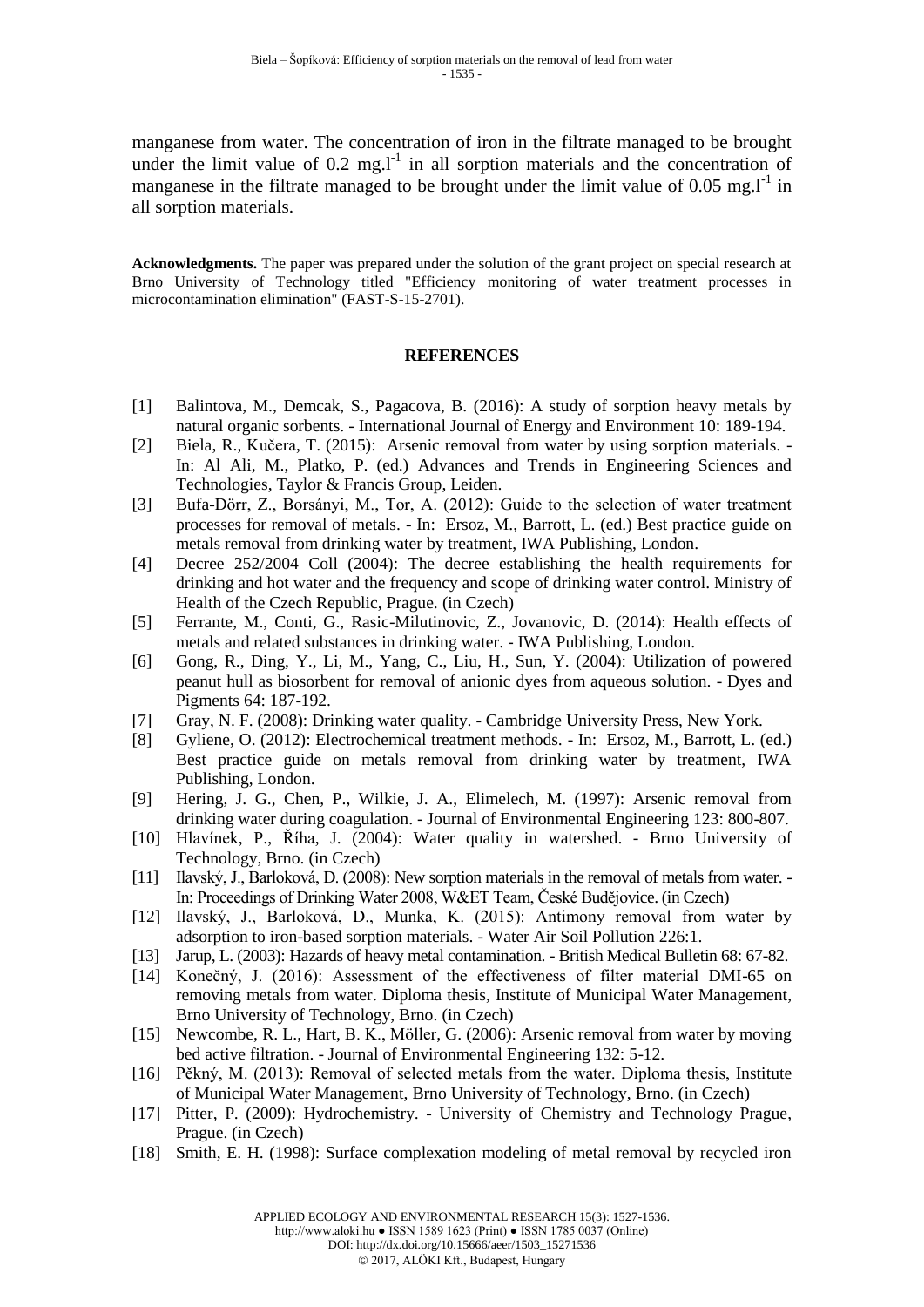manganese from water. The concentration of iron in the filtrate managed to be brought under the limit value of 0.2 $mg.l^{-1}$ in all sorption materials and the concentration of manganese in the filtrate managed to be brought under the limit value of 0.05 $mg.l^{-1}$ in all sorption materials.

**Acknowledgments.** The paper was prepared under the solution of the grant project on special research at Brno University of Technology titled "Efficiency monitoring of water treatment processes in microcontamination elimination" (FAST-S-15-2701).

## REFERENCES

[1] Balintova, M., Demcak, S., Pagacova, B. (2016): A study of sorption heavy metals by natural organic sorbents. - International Journal of Energy and Environment 10: 189-194.

[2] Biela, R., Kučera, T. (2015): Arsenic removal from water by using sorption materials. - In: Al Ali, M., Platko, P. (ed.) Advances and Trends in Engineering Sciences and Technologies, Taylor & Francis Group, Leiden.

[3] Bufa-Dőrr, Z., Borsányi, M., Tor, A. (2012): Guide to the selection of water treatment processes for removal of metals. - In: Ersoz, M., Barrott, L. (ed.) Best practice guide on metals removal from drinking water by treatment, IWA Publishing, London.

[4] Decree 252/2004 Coll (2004): The decree establishing the health requirements for drinking and hot water and the frequency and scope of drinking water control. Ministry of Health of the Czech Republic, Prague. (in Czech)

[5] Ferrante, M., Conti, G., Rasic-Milutinovic, Z., Jovanovic, D. (2014): Health effects of metals and related substances in drinking water. - IWA Publishing, London.

[6] Gong, R., Ding, Y., Li, M., Yang, C., Liu, H., Sun, Y. (2004): Utilization of powered peanut hull as biosorbent for removal of anionic dyes from aqueous solution. - Dyes and Pigments 64: 187-192.

[7] Gray, N. F. (2008): Drinking water quality. - Cambridge University Press, New York.

[8] Gyliene, O. (2012): Electrochemical treatment methods. - In: Ersoz, M., Barrott, L. (ed.) Best practice guide on metals removal from drinking water by treatment, IWA Publishing, London.

[9] Hering, J. G., Chen, P., Wilkie, J. A., Elimelech, M. (1997): Arsenic removal from drinking water during coagulation. - Journal of Environmental Engineering 123: 800-807.

[10] Hlavínek, P., Říha, J. (2004): Water quality in watershed. - Brno University of Technology, Brno. (in Czech)

[11] Ilavský, J., Barloková, D. (2008): New sorption materials in the removal of metals from water. - In: Proceedings of Drinking Water 2008, W&ET Team, České Budějovice. (in Czech)

[12] Ilavský, J., Barloková, D., Munka, K. (2015): Antimony removal from water by adsorption to iron-based sorption materials. - Water Air Soil Pollution 226:1.

[13] Jarup, L. (2003): Hazards of heavy metal contamination. - British Medical Bulletin 68: 67-82.

[14] Konečný, J. (2016): Assessment of the effectiveness of filter material DMI-65 on removing metals from water. Diploma thesis, Institute of Municipal Water Management, Brno University of Technology, Brno. (in Czech)

[15] Newcombe, R. L., Hart, B. K., Möller, G. (2006): Arsenic removal from water by moving bed active filtration. - Journal of Environmental Engineering 132: 5-12.

[16] Pěkný, M. (2013): Removal of selected metals from the water. Diploma thesis, Institute of Municipal Water Management, Brno University of Technology, Brno. (in Czech)

[17] Pitter, P. (2009): Hydrochemistry. - University of Chemistry and Technology Prague, Prague. (in Czech)

[18] Smith, E. H. (1998): Surface complexation modeling of metal removal by recycled iron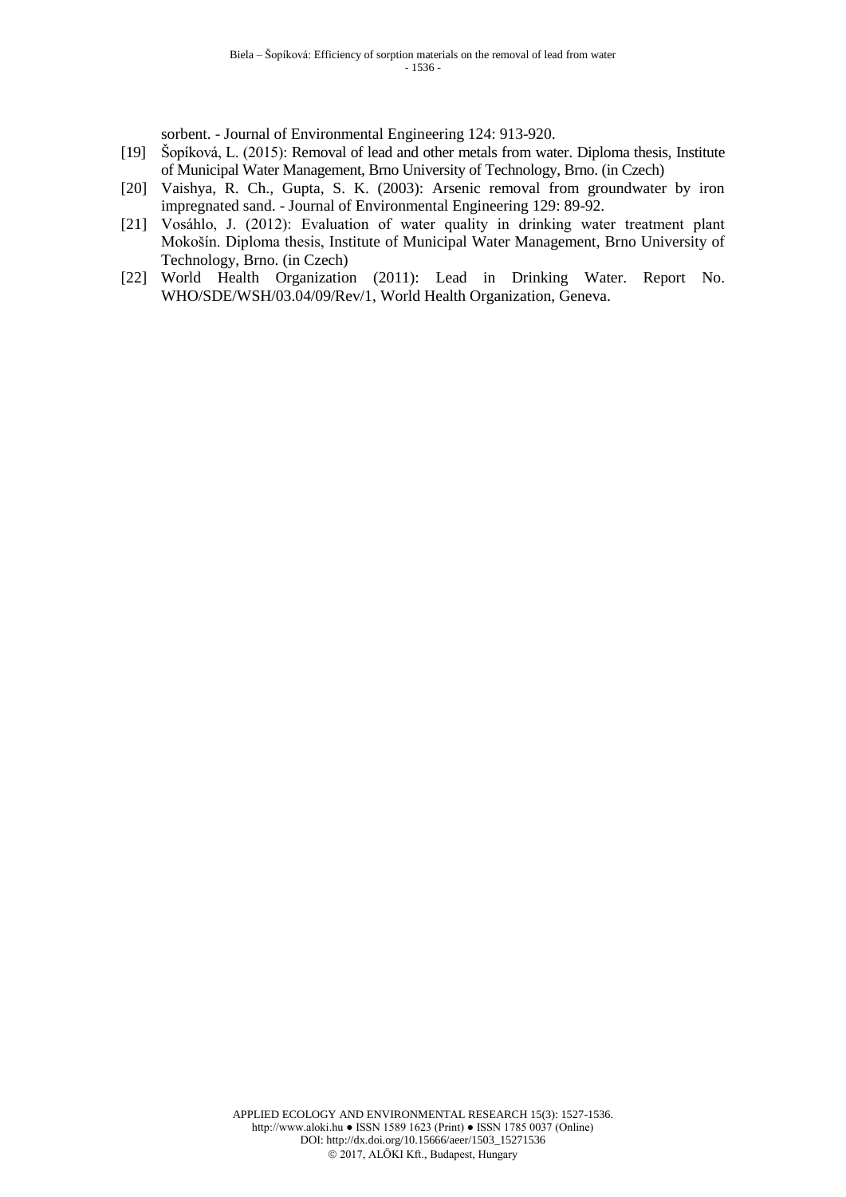sorbent. - Journal of Environmental Engineering 124: 913-920.

[19] Šopíková, L. (2015): Removal of lead and other metals from water. Diploma thesis, Institute of Municipal Water Management, Brno University of Technology, Brno. (in Czech)

[20] Vaishya, R. Ch., Gupta, S. K. (2003): Arsenic removal from groundwater by iron impregnated sand. - Journal of Environmental Engineering 129: 89-92.

[21] Vosáhlo, J. (2012): Evaluation of water quality in drinking water treatment plant Mokošín. Diploma thesis, Institute of Municipal Water Management, Brno University of Technology, Brno. (in Czech)

[22] World Health Organization (2011): Lead in Drinking Water. Report No. WHO/SDE/WSH/03.04/09/Rev/1, World Health Organization, Geneva.